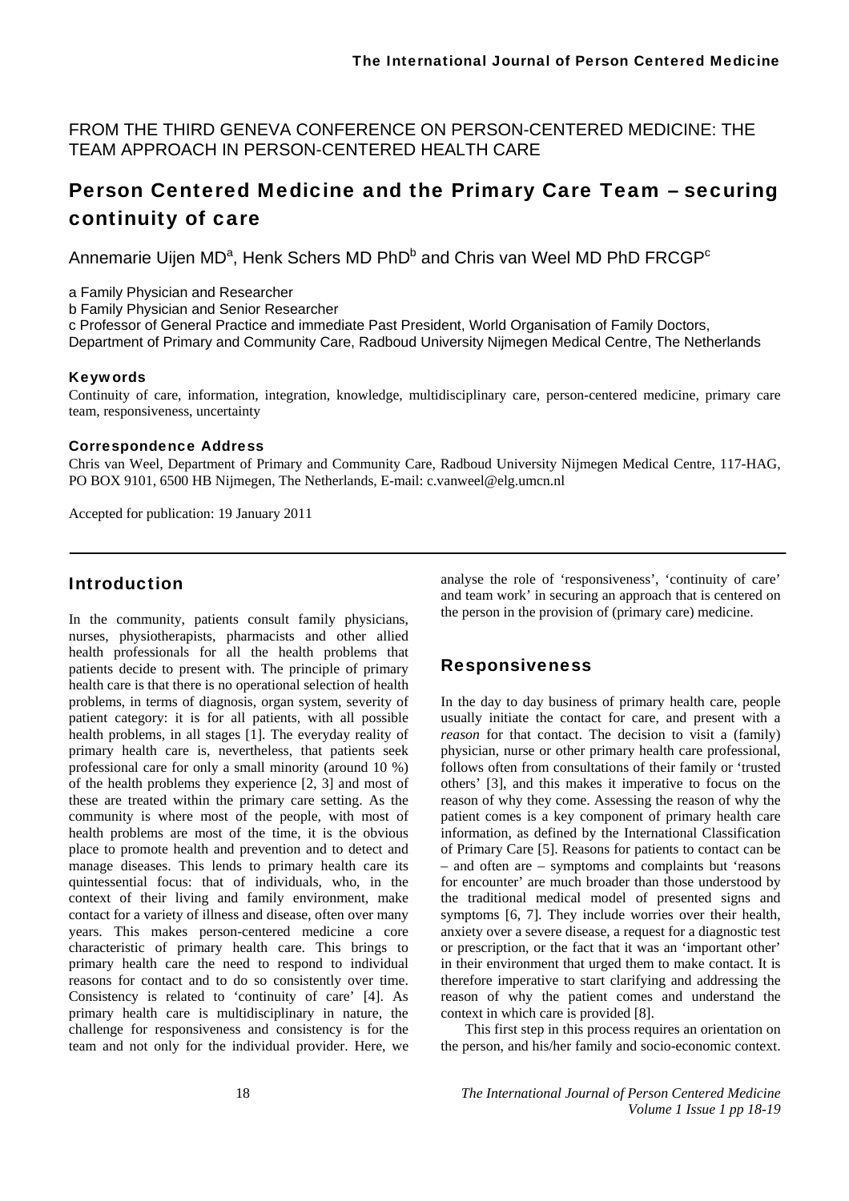FROM THE THIRD GENEVA CONFERENCE ON PERSON-CENTERED MEDICINE: THE TEAM APPROACH IN PERSON-CENTERED HEALTH CARE

# Person Centered Medicine and the Primary Care Team – securing continuity of care

Annemarie Uijen MD[a], Henk Schers MD PhD[b] and Chris van Weel MD PhD FRCGP[c]

a Family Physician and Researcher
b Family Physician and Senior Researcher
c Professor of General Practice and immediate Past President, World Organisation of Family Doctors,
Department of Primary and Community Care, Radboud University Nijmegen Medical Centre, The Netherlands

#### Keywords

Continuity of care, information, integration, knowledge, multidisciplinary care, person-centered medicine, primary care team, responsiveness, uncertainty

#### Correspondence Address

Chris van Weel, Department of Primary and Community Care, Radboud University Nijmegen Medical Centre, 117-HAG, PO BOX 9101, 6500 HB Nijmegen, The Netherlands, E-mail: c.vanweel@elg.umcn.nl

Accepted for publication: 19 January 2011

## Introduction

In the community, patients consult family physicians, nurses, physiotherapists, pharmacists and other allied health professionals for all the health problems that patients decide to present with. The principle of primary health care is that there is no operational selection of health problems, in terms of diagnosis, organ system, severity of patient category: it is for all patients, with all possible health problems, in all stages [1]. The everyday reality of primary health care is, nevertheless, that patients seek professional care for only a small minority (around 10 %) of the health problems they experience [2, 3] and most of these are treated within the primary care setting. As the community is where most of the people, with most of health problems are most of the time, it is the obvious place to promote health and prevention and to detect and manage diseases. This lends to primary health care its quintessential focus: that of individuals, who, in the context of their living and family environment, make contact for a variety of illness and disease, often over many years. This makes person-centered medicine a core characteristic of primary health care. This brings to primary health care the need to respond to individual reasons for contact and to do so consistently over time. Consistency is related to 'continuity of care' [4]. As primary health care is multidisciplinary in nature, the challenge for responsiveness and consistency is for the team and not only for the individual provider. Here, we analyse the role of 'responsiveness', 'continuity of care' and team work' in securing an approach that is centered on the person in the provision of (primary care) medicine.

## Responsiveness

In the day to day business of primary health care, people usually initiate the contact for care, and present with a *reason* for that contact. The decision to visit a (family) physician, nurse or other primary health care professional, follows often from consultations of their family or 'trusted others' [3], and this makes it imperative to focus on the reason of why they come. Assessing the reason of why the patient comes is a key component of primary health care information, as defined by the International Classification of Primary Care [5]. Reasons for patients to contact can be – and often are – symptoms and complaints but 'reasons for encounter' are much broader than those understood by the traditional medical model of presented signs and symptoms [6, 7]. They include worries over their health, anxiety over a severe disease, a request for a diagnostic test or prescription, or the fact that it was an 'important other' in their environment that urged them to make contact. It is therefore imperative to start clarifying and addressing the reason of why the patient comes and understand the context in which care is provided [8].

This first step in this process requires an orientation on the person, and his/her family and socio-economic context.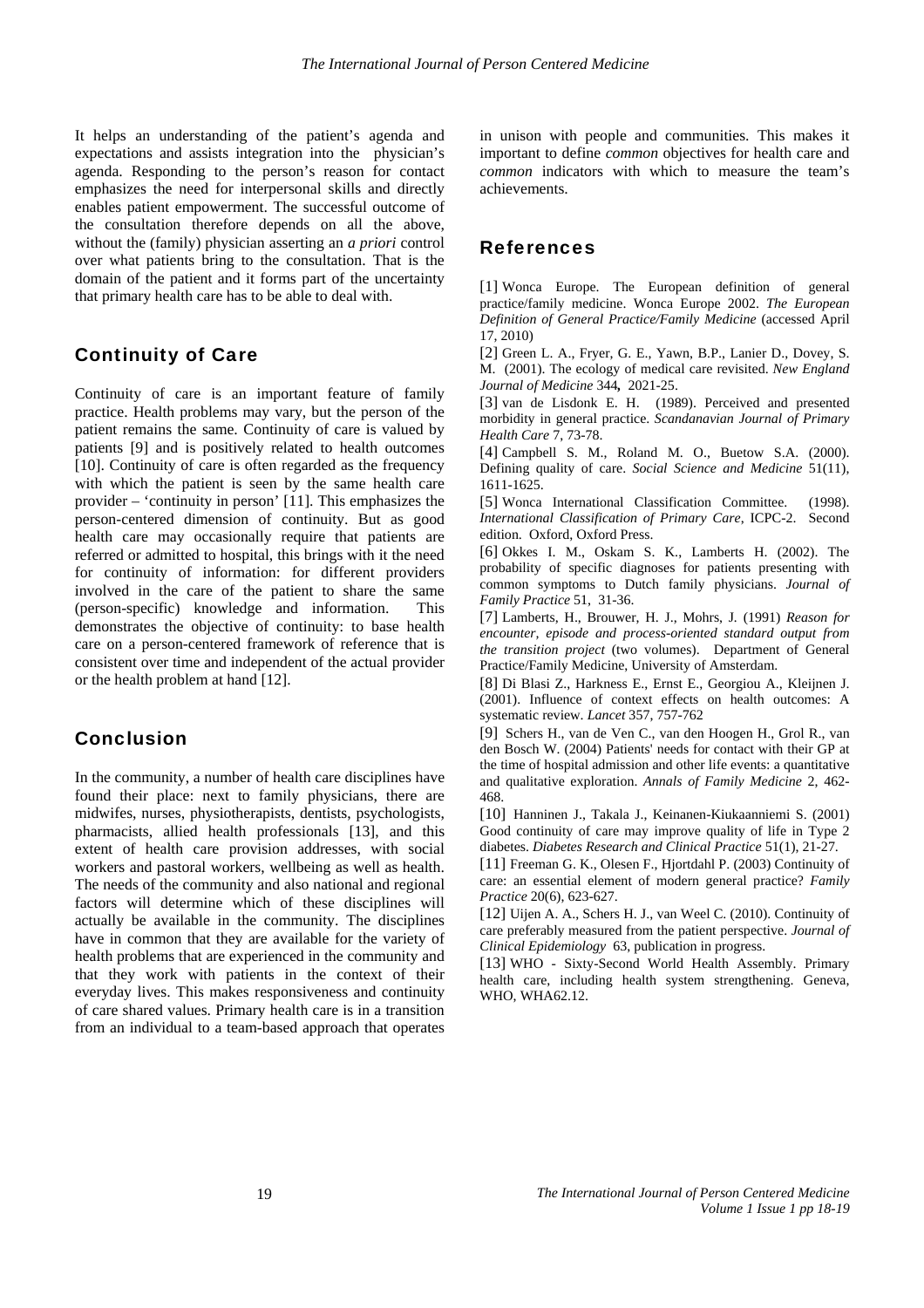It helps an understanding of the patient's agenda and expectations and assists integration into the physician's agenda. Responding to the person's reason for contact emphasizes the need for interpersonal skills and directly enables patient empowerment. The successful outcome of the consultation therefore depends on all the above, without the (family) physician asserting an *a priori* control over what patients bring to the consultation. That is the domain of the patient and it forms part of the uncertainty that primary health care has to be able to deal with.

## Continuity of Care

Continuity of care is an important feature of family practice. Health problems may vary, but the person of the patient remains the same. Continuity of care is valued by patients [9] and is positively related to health outcomes [10]. Continuity of care is often regarded as the frequency with which the patient is seen by the same health care provider – 'continuity in person' [11]. This emphasizes the person-centered dimension of continuity. But as good health care may occasionally require that patients are referred or admitted to hospital, this brings with it the need for continuity of information: for different providers involved in the care of the patient to share the same (person-specific) knowledge and information. This demonstrates the objective of continuity: to base health care on a person-centered framework of reference that is consistent over time and independent of the actual provider or the health problem at hand [12].

## Conclusion

In the community, a number of health care disciplines have found their place: next to family physicians, there are midwifes, nurses, physiotherapists, dentists, psychologists, pharmacists, allied health professionals [13], and this extent of health care provision addresses, with social workers and pastoral workers, wellbeing as well as health. The needs of the community and also national and regional factors will determine which of these disciplines will actually be available in the community. The disciplines have in common that they are available for the variety of health problems that are experienced in the community and that they work with patients in the context of their everyday lives. This makes responsiveness and continuity of care shared values. Primary health care is in a transition from an individual to a team-based approach that operates in unison with people and communities. This makes it important to define *common* objectives for health care and *common* indicators with which to measure the team's achievements.

## References

[1] Wonca Europe. The European definition of general practice/family medicine. Wonca Europe 2002. *The European Definition of General Practice/Family Medicine* (accessed April 17, 2010)

[2] Green L. A., Fryer, G. E., Yawn, B.P., Lanier D., Dovey, S. M. (2001). The ecology of medical care revisited. *New England Journal of Medicine* 344**,** 2021-25.

[3] van de Lisdonk E. H. (1989). Perceived and presented morbidity in general practice. *Scandanavian Journal of Primary Health Care* 7, 73-78.

[4] Campbell S. M., Roland M. O., Buetow S.A. (2000). Defining quality of care. *Social Science and Medicine* 51(11), 1611-1625.

[5] Wonca International Classification Committee. (1998). *International Classification of Primary Care*, ICPC-2. Second edition. Oxford, Oxford Press.

[6] Okkes I. M., Oskam S. K., Lamberts H. (2002). The probability of specific diagnoses for patients presenting with common symptoms to Dutch family physicians. *Journal of Family Practice* 51, 31-36.

[7] Lamberts, H., Brouwer, H. J., Mohrs, J. (1991) *Reason for encounter, episode and process-oriented standard output from the transition project* (two volumes). Department of General Practice/Family Medicine, University of Amsterdam.

[8] Di Blasi Z., Harkness E., Ernst E., Georgiou A., Kleijnen J. (2001). Influence of context effects on health outcomes: A systematic review. *Lancet* 357, 757-762

[9] Schers H., van de Ven C., van den Hoogen H., Grol R., van den Bosch W. (2004) Patients' needs for contact with their GP at the time of hospital admission and other life events: a quantitative and qualitative exploration. *Annals of Family Medicine* 2, 462-468.

[10] Hanninen J., Takala J., Keinanen-Kiukaanniemi S. (2001) Good continuity of care may improve quality of life in Type 2 diabetes. *Diabetes Research and Clinical Practice* 51(1), 21-27.

[11] Freeman G. K., Olesen F., Hjortdahl P. (2003) Continuity of care: an essential element of modern general practice? *Family Practice* 20(6), 623-627.

[12] Uijen A. A., Schers H. J., van Weel C. (2010). Continuity of care preferably measured from the patient perspective. *Journal of Clinical Epidemiology* 63, publication in progress.

[13] WHO - Sixty-Second World Health Assembly. Primary health care, including health system strengthening. Geneva, WHO, WHA62.12.